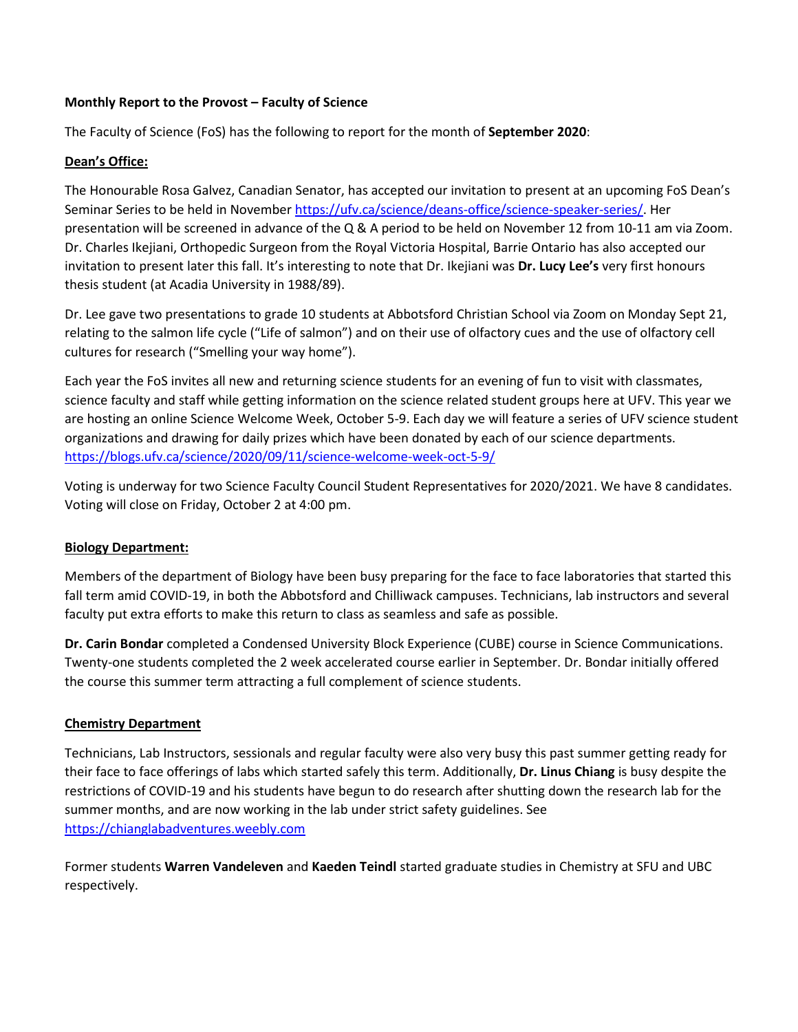**Monthly Report to the Provost – Faculty of Science**

The Faculty of Science (FoS) has the following to report for the month of **September 2020**:

**Dean's Office:**

The Honourable Rosa Galvez, Canadian Senator, has accepted our invitation to present at an upcoming FoS Dean's Seminar Series to be held in November https://ufv.ca/science/deans-office/science-speaker-series/. Her presentation will be screened in advance of the Q & A period to be held on November 12 from 10-11 am via Zoom. Dr. Charles Ikejiani, Orthopedic Surgeon from the Royal Victoria Hospital, Barrie Ontario has also accepted our invitation to present later this fall. It's interesting to note that Dr. Ikejiani was **Dr. Lucy Lee's** very first honours thesis student (at Acadia University in 1988/89).

Dr. Lee gave two presentations to grade 10 students at Abbotsford Christian School via Zoom on Monday Sept 21, relating to the salmon life cycle ("Life of salmon") and on their use of olfactory cues and the use of olfactory cell cultures for research ("Smelling your way home").

Each year the FoS invites all new and returning science students for an evening of fun to visit with classmates, science faculty and staff while getting information on the science related student groups here at UFV. This year we are hosting an online Science Welcome Week, October 5-9. Each day we will feature a series of UFV science student organizations and drawing for daily prizes which have been donated by each of our science departments. https://blogs.ufv.ca/science/2020/09/11/science-welcome-week-oct-5-9/

Voting is underway for two Science Faculty Council Student Representatives for 2020/2021. We have 8 candidates. Voting will close on Friday, October 2 at 4:00 pm.

**Biology Department:**

Members of the department of Biology have been busy preparing for the face to face laboratories that started this fall term amid COVID-19, in both the Abbotsford and Chilliwack campuses. Technicians, lab instructors and several faculty put extra efforts to make this return to class as seamless and safe as possible.

**Dr. Carin Bondar** completed a Condensed University Block Experience (CUBE) course in Science Communications. Twenty-one students completed the 2 week accelerated course earlier in September. Dr. Bondar initially offered the course this summer term attracting a full complement of science students.

**Chemistry Department**

Technicians, Lab Instructors, sessionals and regular faculty were also very busy this past summer getting ready for their face to face offerings of labs which started safely this term. Additionally, **Dr. Linus Chiang** is busy despite the restrictions of COVID-19 and his students have begun to do research after shutting down the research lab for the summer months, and are now working in the lab under strict safety guidelines. See https://chianglabadventures.weebly.com

Former students **Warren Vandeleven** and **Kaeden Teindl** started graduate studies in Chemistry at SFU and UBC respectively.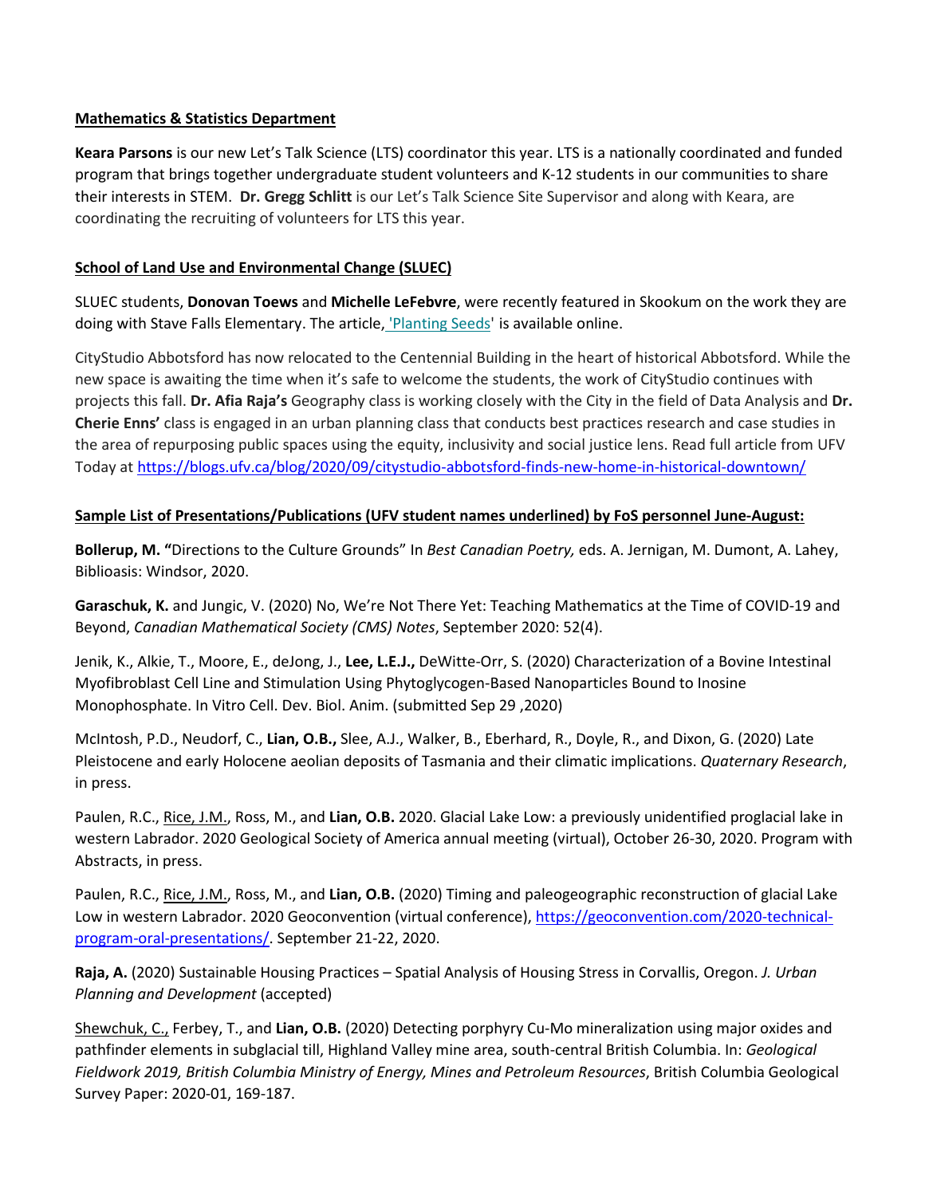<u>**Mathematics & Statistics Department**</u>

**Keara Parsons** is our new Let's Talk Science (LTS) coordinator this year. LTS is a nationally coordinated and funded program that brings together undergraduate student volunteers and K-12 students in our communities to share their interests in STEM. **Dr. Gregg Schlitt** is our Let's Talk Science Site Supervisor and along with Keara, are coordinating the recruiting of volunteers for LTS this year.

<u>**School of Land Use and Environmental Change (SLUEC)**</u>

SLUEC students, **Donovan Toews** and **Michelle LeFebvre**, were recently featured in Skookum on the work they are doing with Stave Falls Elementary. The article, 'Planting Seeds' is available online.

CityStudio Abbotsford has now relocated to the Centennial Building in the heart of historical Abbotsford. While the new space is awaiting the time when it's safe to welcome the students, the work of CityStudio continues with projects this fall. **Dr. Afia Raja's** Geography class is working closely with the City in the field of Data Analysis and **Dr. Cherie Enns'** class is engaged in an urban planning class that conducts best practices research and case studies in the area of repurposing public spaces using the equity, inclusivity and social justice lens. Read full article from UFV Today at https://blogs.ufv.ca/blog/2020/09/citystudio-abbotsford-finds-new-home-in-historical-downtown/

<u>**Sample List of Presentations/Publications (UFV student names underlined) by FoS personnel June-August:**</u>

**Bollerup, M. "**Directions to the Culture Grounds" In *Best Canadian Poetry,* eds. A. Jernigan, M. Dumont, A. Lahey, Biblioasis: Windsor, 2020.

**Garaschuk, K.** and Jungic, V. (2020) No, We're Not There Yet: Teaching Mathematics at the Time of COVID-19 and Beyond, *Canadian Mathematical Society (CMS) Notes*, September 2020: 52(4).

Jenik, K., Alkie, T., Moore, E., deJong, J., **Lee, L.E.J.,** DeWitte-Orr, S. (2020) Characterization of a Bovine Intestinal Myofibroblast Cell Line and Stimulation Using Phytoglycogen-Based Nanoparticles Bound to Inosine Monophosphate. In Vitro Cell. Dev. Biol. Anim. (submitted Sep 29 ,2020)

McIntosh, P.D., Neudorf, C., **Lian, O.B.,** Slee, A.J., Walker, B., Eberhard, R., Doyle, R., and Dixon, G. (2020) Late Pleistocene and early Holocene aeolian deposits of Tasmania and their climatic implications. *Quaternary Research*, in press.

Paulen, R.C., <u>Rice, J.M.</u>, Ross, M., and **Lian, O.B.** 2020. Glacial Lake Low: a previously unidentified proglacial lake in western Labrador. 2020 Geological Society of America annual meeting (virtual), October 26-30, 2020. Program with Abstracts, in press.

Paulen, R.C., <u>Rice, J.M.</u>, Ross, M., and **Lian, O.B.** (2020) Timing and paleogeographic reconstruction of glacial Lake Low in western Labrador. 2020 Geoconvention (virtual conference), https://geoconvention.com/2020-technical-program-oral-presentations/. September 21-22, 2020.

**Raja, A.** (2020) Sustainable Housing Practices – Spatial Analysis of Housing Stress in Corvallis, Oregon. *J. Urban Planning and Development* (accepted)

<u>Shewchuk, C.,</u> Ferbey, T., and **Lian, O.B.** (2020) Detecting porphyry Cu-Mo mineralization using major oxides and pathfinder elements in subglacial till, Highland Valley mine area, south-central British Columbia. In: *Geological Fieldwork 2019, British Columbia Ministry of Energy, Mines and Petroleum Resources*, British Columbia Geological Survey Paper: 2020-01, 169-187.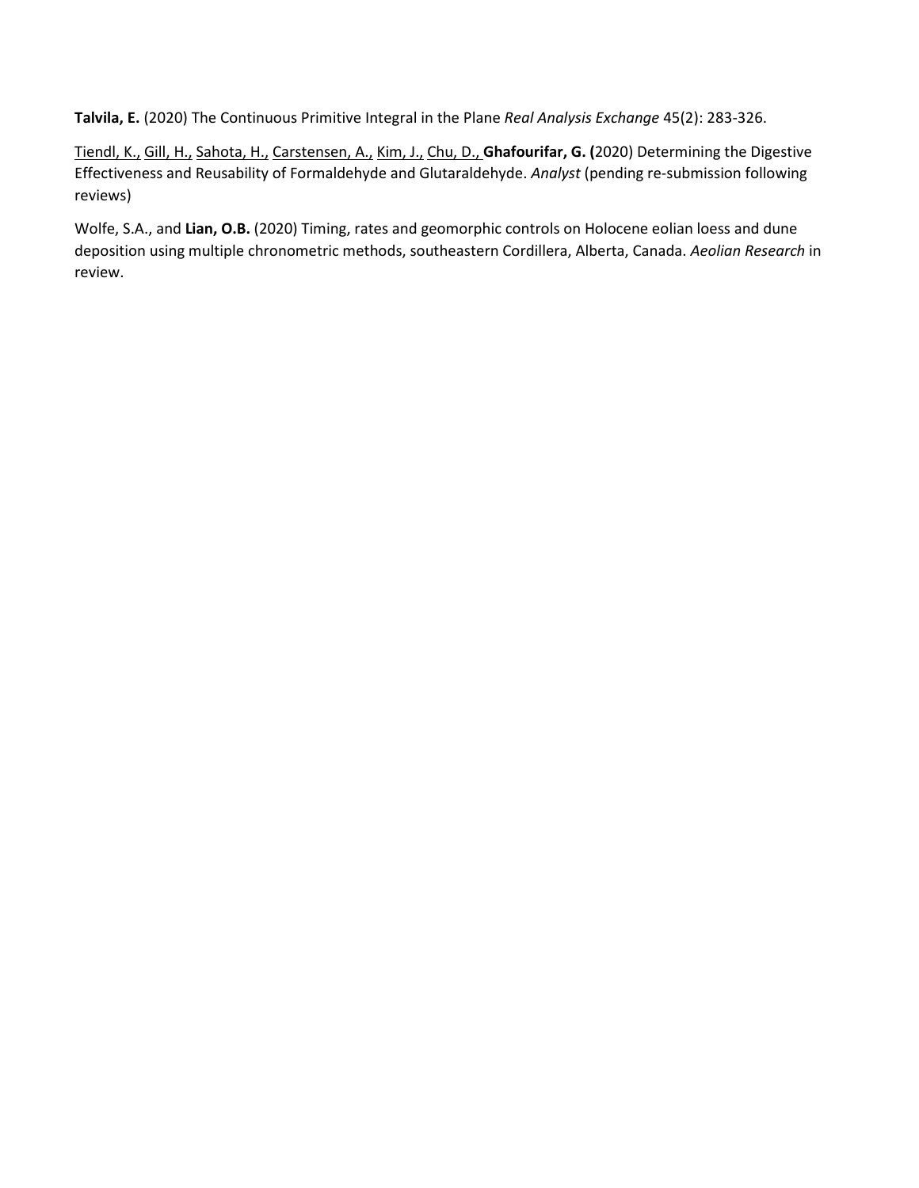**Talvila, E.** (2020) The Continuous Primitive Integral in the Plane *Real Analysis Exchange* 45(2): 283-326.

<u>Tiendl, K.,</u> <u>Gill, H.,</u> <u>Sahota, H.,</u> <u>Carstensen, A.,</u> <u>Kim, J.,</u> <u>Chu, D.,</u> **Ghafourifar, G. (**2020) Determining the Digestive Effectiveness and Reusability of Formaldehyde and Glutaraldehyde. *Analyst* (pending re-submission following reviews)

Wolfe, S.A., and **Lian, O.B.** (2020) Timing, rates and geomorphic controls on Holocene eolian loess and dune deposition using multiple chronometric methods, southeastern Cordillera, Alberta, Canada. *Aeolian Research* in review.